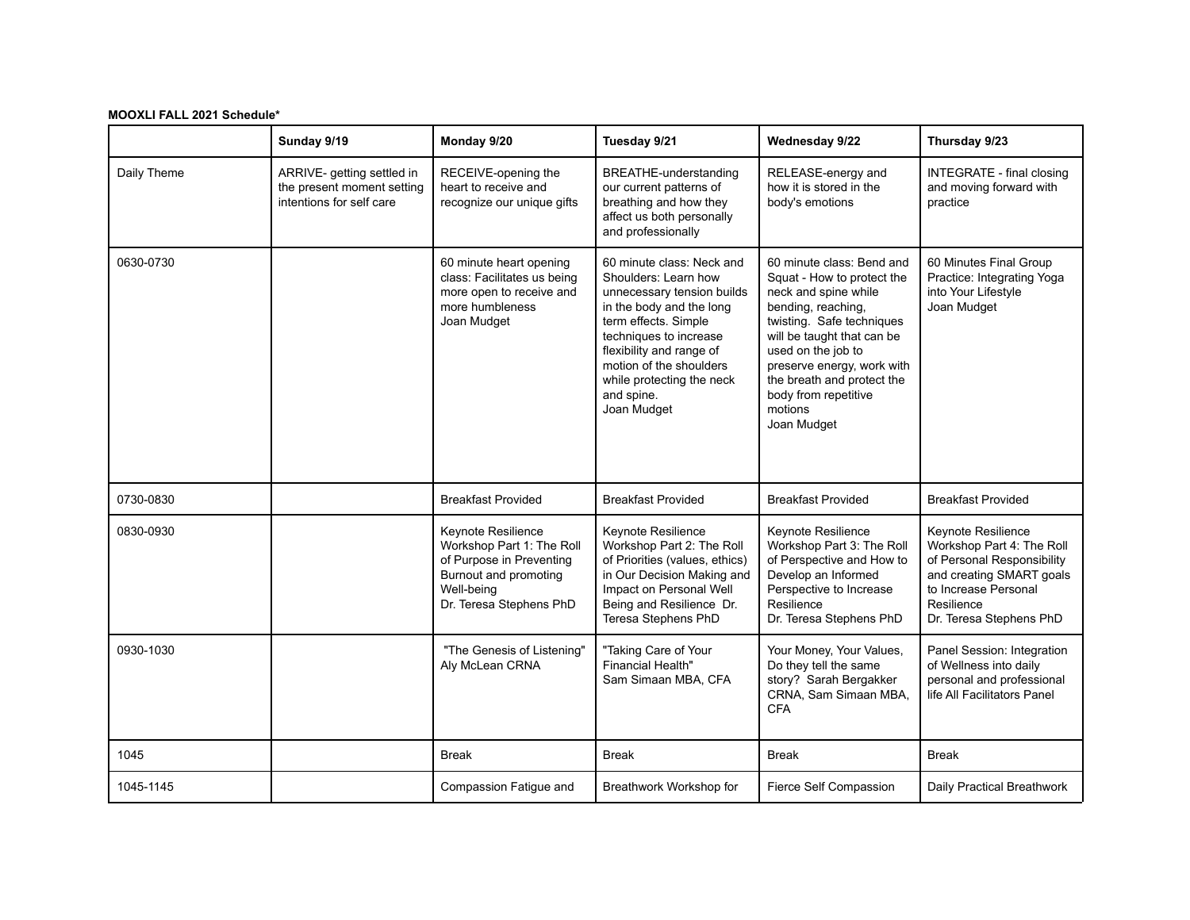**MOOXLI FALL 2021 Schedule***

| | Sunday 9/19 | Monday 9/20 | Tuesday 9/21 | Wednesday 9/22 | Thursday 9/23 |
|---|---|---|---|---|---|
| Daily Theme | ARRIVE- getting settled in the present moment setting intentions for self care | RECEIVE-opening the heart to receive and recognize our unique gifts | BREATHE-understanding our current patterns of breathing and how they affect us both personally and professionally | RELEASE-energy and how it is stored in the body's emotions | INTEGRATE - final closing and moving forward with practice |
| 0630-0730 | | 60 minute heart opening class: Facilitates us being more open to receive and more humbleness Joan Mudget | 60 minute class: Neck and Shoulders: Learn how unnecessary tension builds in the body and the long term effects. Simple techniques to increase flexibility and range of motion of the shoulders while protecting the neck and spine. Joan Mudget | 60 minute class: Bend and Squat - How to protect the neck and spine while bending, reaching, twisting. Safe techniques will be taught that can be used on the job to preserve energy, work with the breath and protect the body from repetitive motions Joan Mudget | 60 Minutes Final Group Practice: Integrating Yoga into Your Lifestyle Joan Mudget |
| 0730-0830 | | Breakfast Provided | Breakfast Provided | Breakfast Provided | Breakfast Provided |
| 0830-0930 | | Keynote Resilience Workshop Part 1: The Roll of Purpose in Preventing Burnout and promoting Well-being Dr. Teresa Stephens PhD | Keynote Resilience Workshop Part 2: The Roll of Priorities (values, ethics) in Our Decision Making and Impact on Personal Well Being and Resilience Dr. Teresa Stephens PhD | Keynote Resilience Workshop Part 3: The Roll of Perspective and How to Develop an Informed Perspective to Increase Resilience Dr. Teresa Stephens PhD | Keynote Resilience Workshop Part 4: The Roll of Personal Responsibility and creating SMART goals to Increase Personal Resilience Dr. Teresa Stephens PhD |
| 0930-1030 | | "The Genesis of Listening" Aly McLean CRNA | "Taking Care of Your Financial Health" Sam Simaan MBA, CFA | Your Money, Your Values, Do they tell the same story? Sarah Bergakker CRNA, Sam Simaan MBA, CFA | Panel Session: Integration of Wellness into daily personal and professional life All Facilitators Panel |
| 1045 | | Break | Break | Break | Break |
| 1045-1145 | | Compassion Fatigue and | Breathwork Workshop for | Fierce Self Compassion | Daily Practical Breathwork |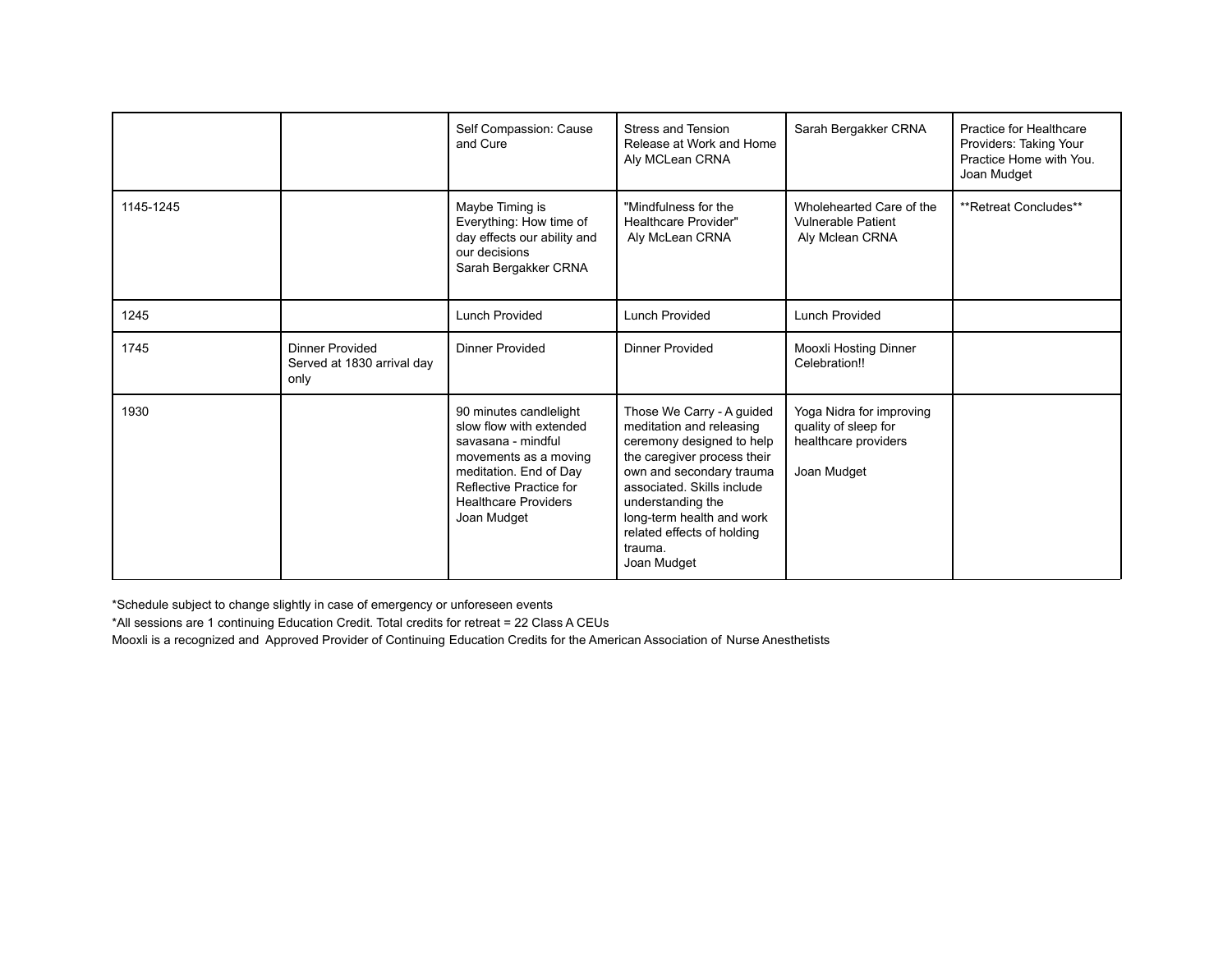| | | | | | |
|---|---|---|---|---|---|
| | | Self Compassion: Cause and Cure | Stress and Tension Release at Work and Home Aly MCLean CRNA | Sarah Bergakker CRNA | Practice for Healthcare Providers: Taking Your Practice Home with You. Joan Mudget |
| 1145-1245 | | Maybe Timing is Everything: How time of day effects our ability and our decisions Sarah Bergakker CRNA | "Mindfulness for the Healthcare Provider" Aly McLean CRNA | Wholehearted Care of the Vulnerable Patient Aly Mclean CRNA | **Retreat Concludes** |
| 1245 | | Lunch Provided | Lunch Provided | Lunch Provided | |
| 1745 | Dinner Provided Served at 1830 arrival day only | Dinner Provided | Dinner Provided | Mooxli Hosting Dinner Celebration!! | |
| 1930 | | 90 minutes candlelight slow flow with extended savasana - mindful movements as a moving meditation. End of Day Reflective Practice for Healthcare Providers Joan Mudget | Those We Carry - A guided meditation and releasing ceremony designed to help the caregiver process their own and secondary trauma associated. Skills include understanding the long-term health and work related effects of holding trauma. Joan Mudget | Yoga Nidra for improving quality of sleep for healthcare providers Joan Mudget | |

*Schedule subject to change slightly in case of emergency or unforeseen events

*All sessions are 1 continuing Education Credit. Total credits for retreat = 22 Class A CEUs

Mooxli is a recognized and Approved Provider of Continuing Education Credits for the American Association of Nurse Anesthetists